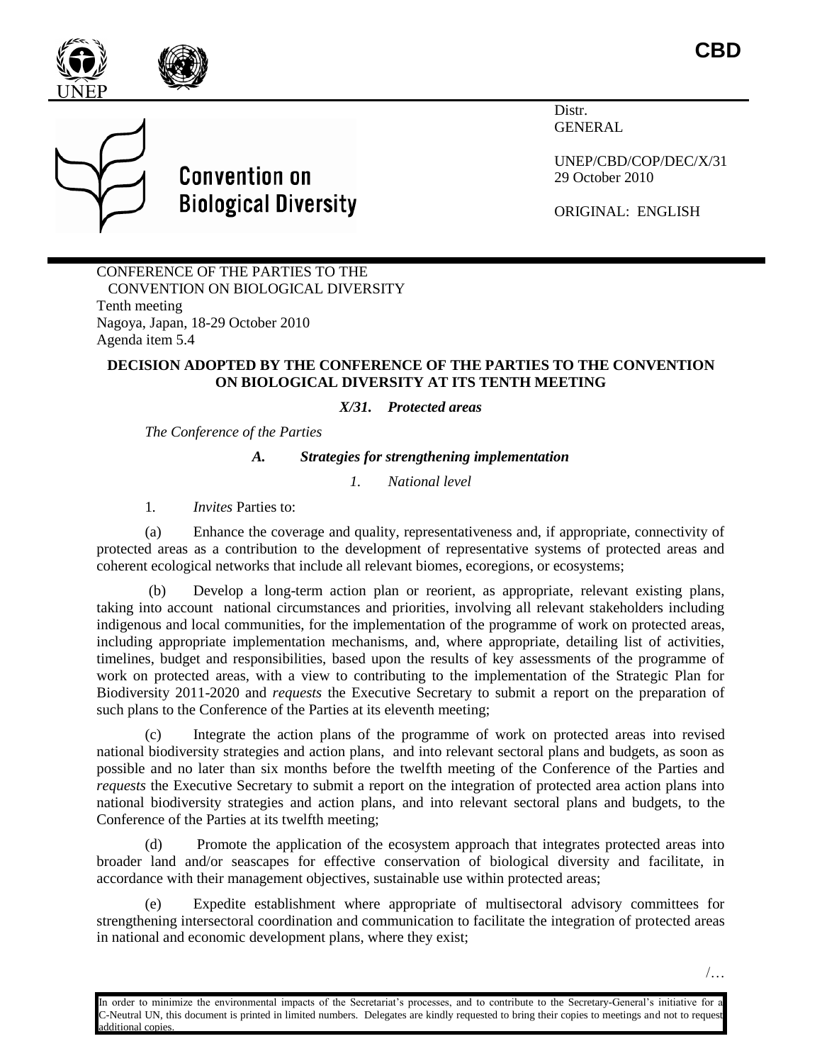CBD

UNEP

# Convention on Biological Diversity

Distr.
GENERAL

UNEP/CBD/COP/DEC/X/31
29 October 2010

ORIGINAL: ENGLISH

CONFERENCE OF THE PARTIES TO THE CONVENTION ON BIOLOGICAL DIVERSITY
Tenth meeting
Nagoya, Japan, 18-29 October 2010
Agenda item 5.4

## DECISION ADOPTED BY THE CONFERENCE OF THE PARTIES TO THE CONVENTION ON BIOLOGICAL DIVERSITY AT ITS TENTH MEETING

### *X/31. Protected areas*

*The Conference of the Parties*

#### *A. Strategies for strengthening implementation*

##### *1. National level*

1. *Invites* Parties to:

(a) Enhance the coverage and quality, representativeness and, if appropriate, connectivity of protected areas as a contribution to the development of representative systems of protected areas and coherent ecological networks that include all relevant biomes, ecoregions, or ecosystems;

(b) Develop a long-term action plan or reorient, as appropriate, relevant existing plans, taking into account national circumstances and priorities, involving all relevant stakeholders including indigenous and local communities, for the implementation of the programme of work on protected areas, including appropriate implementation mechanisms, and, where appropriate, detailing list of activities, timelines, budget and responsibilities, based upon the results of key assessments of the programme of work on protected areas, with a view to contributing to the implementation of the Strategic Plan for Biodiversity 2011-2020 and *requests* the Executive Secretary to submit a report on the preparation of such plans to the Conference of the Parties at its eleventh meeting;

(c) Integrate the action plans of the programme of work on protected areas into revised national biodiversity strategies and action plans, and into relevant sectoral plans and budgets, as soon as possible and no later than six months before the twelfth meeting of the Conference of the Parties and *requests* the Executive Secretary to submit a report on the integration of protected area action plans into national biodiversity strategies and action plans, and into relevant sectoral plans and budgets, to the Conference of the Parties at its twelfth meeting;

(d) Promote the application of the ecosystem approach that integrates protected areas into broader land and/or seascapes for effective conservation of biological diversity and facilitate, in accordance with their management objectives, sustainable use within protected areas;

(e) Expedite establishment where appropriate of multisectoral advisory committees for strengthening intersectoral coordination and communication to facilitate the integration of protected areas in national and economic development plans, where they exist;

/…

In order to minimize the environmental impacts of the Secretariat's processes, and to contribute to the Secretary-General's initiative for a C-Neutral UN, this document is printed in limited numbers. Delegates are kindly requested to bring their copies to meetings and not to request additional copies.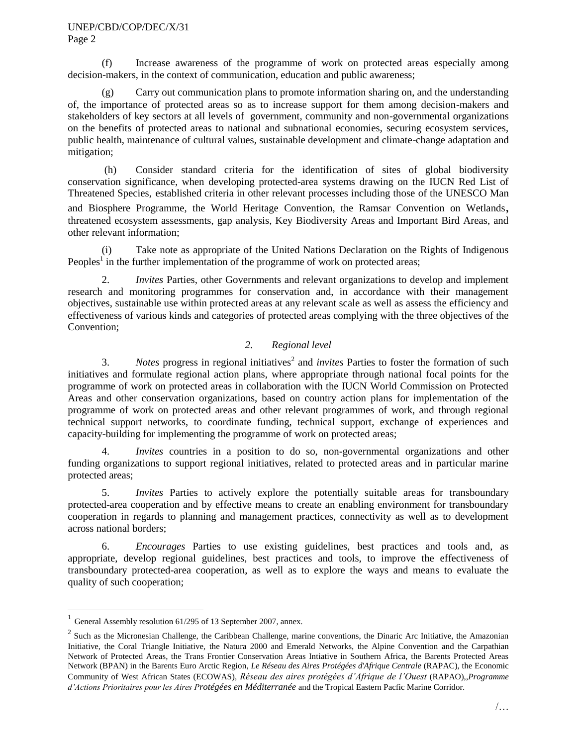(f) Increase awareness of the programme of work on protected areas especially among decision-makers, in the context of communication, education and public awareness;

(g) Carry out communication plans to promote information sharing on, and the understanding of, the importance of protected areas so as to increase support for them among decision-makers and stakeholders of key sectors at all levels of government, community and non-governmental organizations on the benefits of protected areas to national and subnational economies, securing ecosystem services, public health, maintenance of cultural values, sustainable development and climate-change adaptation and mitigation;

(h) Consider standard criteria for the identification of sites of global biodiversity conservation significance, when developing protected-area systems drawing on the IUCN Red List of Threatened Species, established criteria in other relevant processes including those of the UNESCO Man and Biosphere Programme, the World Heritage Convention, the Ramsar Convention on Wetlands, threatened ecosystem assessments, gap analysis, Key Biodiversity Areas and Important Bird Areas, and other relevant information;

(i) Take note as appropriate of the United Nations Declaration on the Rights of Indigenous Peoples[1] in the further implementation of the programme of work on protected areas;

2. *Invites* Parties, other Governments and relevant organizations to develop and implement research and monitoring programmes for conservation and, in accordance with their management objectives, sustainable use within protected areas at any relevant scale as well as assess the efficiency and effectiveness of various kinds and categories of protected areas complying with the three objectives of the Convention;

### *2. Regional level*

3. *Notes* progress in regional initiatives[2] and *invites* Parties to foster the formation of such initiatives and formulate regional action plans, where appropriate through national focal points for the programme of work on protected areas in collaboration with the IUCN World Commission on Protected Areas and other conservation organizations, based on country action plans for implementation of the programme of work on protected areas and other relevant programmes of work, and through regional technical support networks, to coordinate funding, technical support, exchange of experiences and capacity-building for implementing the programme of work on protected areas;

4. *Invites* countries in a position to do so, non-governmental organizations and other funding organizations to support regional initiatives, related to protected areas and in particular marine protected areas;

5. *Invites* Parties to actively explore the potentially suitable areas for transboundary protected-area cooperation and by effective means to create an enabling environment for transboundary cooperation in regards to planning and management practices, connectivity as well as to development across national borders;

6. *Encourages* Parties to use existing guidelines, best practices and tools and, as appropriate, develop regional guidelines, best practices and tools, to improve the effectiveness of transboundary protected-area cooperation, as well as to explore the ways and means to evaluate the quality of such cooperation;

---

[1] General Assembly resolution 61/295 of 13 September 2007, annex.

[2] Such as the Micronesian Challenge, the Caribbean Challenge, marine conventions, the Dinaric Arc Initiative, the Amazonian Initiative, the Coral Triangle Initiative, the Natura 2000 and Emerald Networks, the Alpine Convention and the Carpathian Network of Protected Areas, the Trans Frontier Conservation Areas Intiative in Southern Africa, the Barents Protected Areas Network (BPAN) in the Barents Euro Arctic Region, *Le Réseau des Aires Protégées d'Afrique Centrale* (RAPAC), the Economic Community of West African States (ECOWAS), *Réseau des aires protégées d'Afrique de l'Ouest* (RAPAO),,*Programme d'Actions Prioritaires pour les Aires Protégées en Méditerranée* and the Tropical Eastern Pacfic Marine Corridor.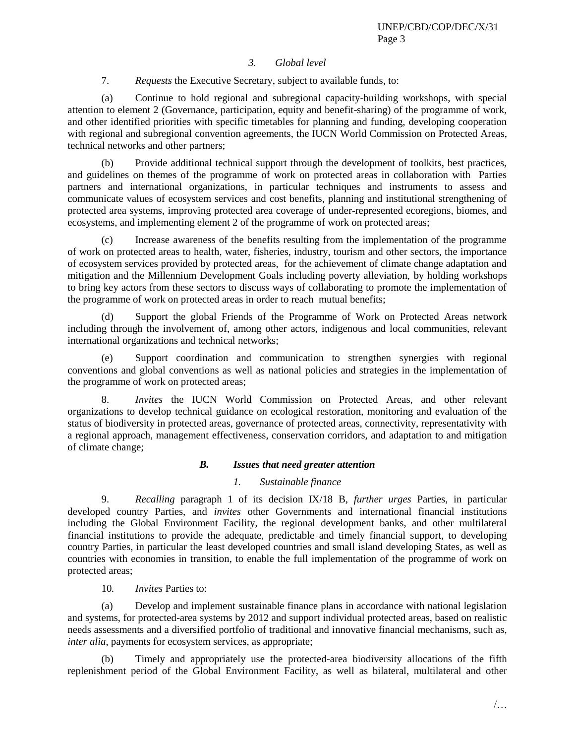### *3. Global level*

7. *Requests* the Executive Secretary, subject to available funds, to:

(a) Continue to hold regional and subregional capacity-building workshops, with special attention to element 2 (Governance, participation, equity and benefit-sharing) of the programme of work, and other identified priorities with specific timetables for planning and funding, developing cooperation with regional and subregional convention agreements, the IUCN World Commission on Protected Areas, technical networks and other partners;

(b) Provide additional technical support through the development of toolkits, best practices, and guidelines on themes of the programme of work on protected areas in collaboration with Parties partners and international organizations, in particular techniques and instruments to assess and communicate values of ecosystem services and cost benefits, planning and institutional strengthening of protected area systems, improving protected area coverage of under-represented ecoregions, biomes, and ecosystems, and implementing element 2 of the programme of work on protected areas;

(c) Increase awareness of the benefits resulting from the implementation of the programme of work on protected areas to health, water, fisheries, industry, tourism and other sectors, the importance of ecosystem services provided by protected areas, for the achievement of climate change adaptation and mitigation and the Millennium Development Goals including poverty alleviation, by holding workshops to bring key actors from these sectors to discuss ways of collaborating to promote the implementation of the programme of work on protected areas in order to reach mutual benefits;

(d) Support the global Friends of the Programme of Work on Protected Areas network including through the involvement of, among other actors, indigenous and local communities, relevant international organizations and technical networks;

(e) Support coordination and communication to strengthen synergies with regional conventions and global conventions as well as national policies and strategies in the implementation of the programme of work on protected areas;

8. *Invites* the IUCN World Commission on Protected Areas, and other relevant organizations to develop technical guidance on ecological restoration, monitoring and evaluation of the status of biodiversity in protected areas, governance of protected areas, connectivity, representativity with a regional approach, management effectiveness, conservation corridors, and adaptation to and mitigation of climate change;

## ***B. Issues that need greater attention***

### *1. Sustainable finance*

9. *Recalling* paragraph 1 of its decision IX/18 B, *further urges* Parties, in particular developed country Parties, and *invites* other Governments and international financial institutions including the Global Environment Facility, the regional development banks, and other multilateral financial institutions to provide the adequate, predictable and timely financial support, to developing country Parties, in particular the least developed countries and small island developing States, as well as countries with economies in transition, to enable the full implementation of the programme of work on protected areas;

10. *Invites* Parties to:

(a) Develop and implement sustainable finance plans in accordance with national legislation and systems, for protected-area systems by 2012 and support individual protected areas, based on realistic needs assessments and a diversified portfolio of traditional and innovative financial mechanisms, such as, *inter alia*, payments for ecosystem services, as appropriate;

(b) Timely and appropriately use the protected-area biodiversity allocations of the fifth replenishment period of the Global Environment Facility, as well as bilateral, multilateral and other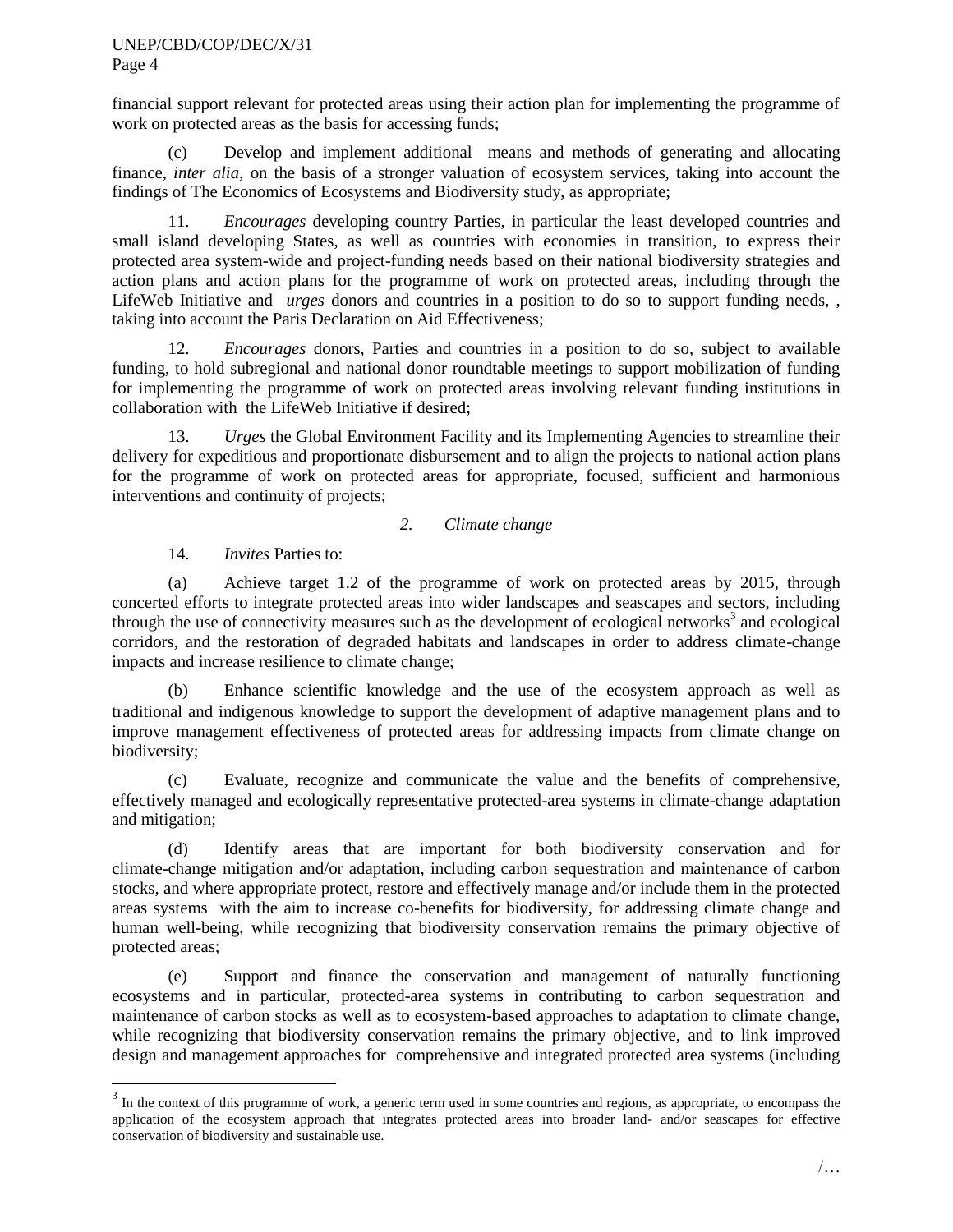financial support relevant for protected areas using their action plan for implementing the programme of work on protected areas as the basis for accessing funds;

(c) Develop and implement additional means and methods of generating and allocating finance, *inter alia*, on the basis of a stronger valuation of ecosystem services, taking into account the findings of The Economics of Ecosystems and Biodiversity study, as appropriate;

11. *Encourages* developing country Parties, in particular the least developed countries and small island developing States, as well as countries with economies in transition, to express their protected area system-wide and project-funding needs based on their national biodiversity strategies and action plans and action plans for the programme of work on protected areas, including through the LifeWeb Initiative and *urges* donors and countries in a position to do so to support funding needs, , taking into account the Paris Declaration on Aid Effectiveness;

12. *Encourages* donors, Parties and countries in a position to do so, subject to available funding, to hold subregional and national donor roundtable meetings to support mobilization of funding for implementing the programme of work on protected areas involving relevant funding institutions in collaboration with the LifeWeb Initiative if desired;

13. *Urges* the Global Environment Facility and its Implementing Agencies to streamline their delivery for expeditious and proportionate disbursement and to align the projects to national action plans for the programme of work on protected areas for appropriate, focused, sufficient and harmonious interventions and continuity of projects;

### *2. Climate change*

14. *Invites* Parties to:

(a) Achieve target 1.2 of the programme of work on protected areas by 2015, through concerted efforts to integrate protected areas into wider landscapes and seascapes and sectors, including through the use of connectivity measures such as the development of ecological networks[3] and ecological corridors, and the restoration of degraded habitats and landscapes in order to address climate-change impacts and increase resilience to climate change;

(b) Enhance scientific knowledge and the use of the ecosystem approach as well as traditional and indigenous knowledge to support the development of adaptive management plans and to improve management effectiveness of protected areas for addressing impacts from climate change on biodiversity;

(c) Evaluate, recognize and communicate the value and the benefits of comprehensive, effectively managed and ecologically representative protected-area systems in climate-change adaptation and mitigation;

(d) Identify areas that are important for both biodiversity conservation and for climate-change mitigation and/or adaptation, including carbon sequestration and maintenance of carbon stocks, and where appropriate protect, restore and effectively manage and/or include them in the protected areas systems with the aim to increase co-benefits for biodiversity, for addressing climate change and human well-being, while recognizing that biodiversity conservation remains the primary objective of protected areas;

(e) Support and finance the conservation and management of naturally functioning ecosystems and in particular, protected-area systems in contributing to carbon sequestration and maintenance of carbon stocks as well as to ecosystem-based approaches to adaptation to climate change, while recognizing that biodiversity conservation remains the primary objective, and to link improved design and management approaches for comprehensive and integrated protected area systems (including

[3] In the context of this programme of work, a generic term used in some countries and regions, as appropriate, to encompass the application of the ecosystem approach that integrates protected areas into broader land- and/or seascapes for effective conservation of biodiversity and sustainable use.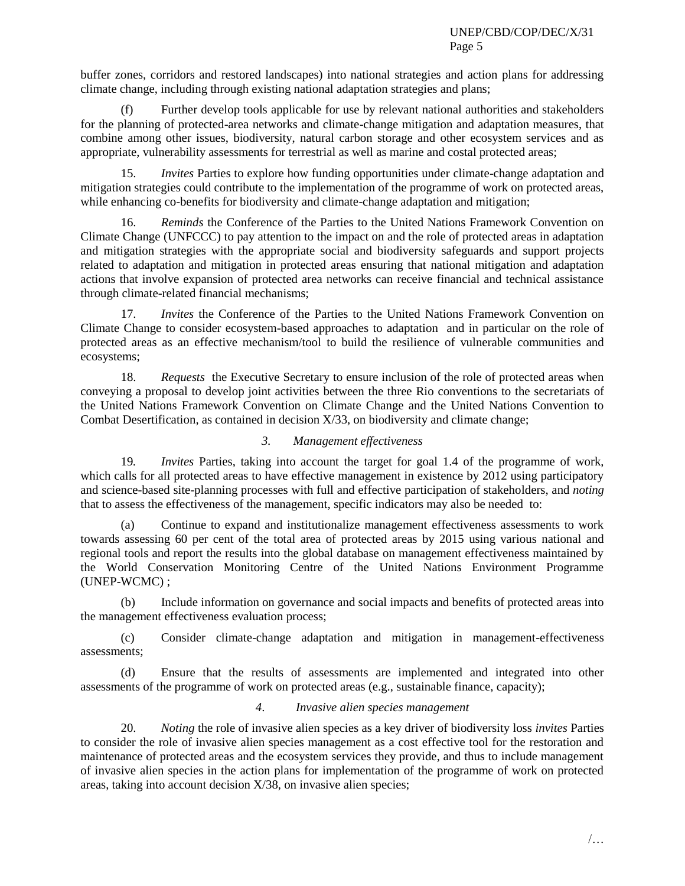buffer zones, corridors and restored landscapes) into national strategies and action plans for addressing climate change, including through existing national adaptation strategies and plans;

(f) Further develop tools applicable for use by relevant national authorities and stakeholders for the planning of protected-area networks and climate-change mitigation and adaptation measures, that combine among other issues, biodiversity, natural carbon storage and other ecosystem services and as appropriate, vulnerability assessments for terrestrial as well as marine and costal protected areas;

15. *Invites* Parties to explore how funding opportunities under climate-change adaptation and mitigation strategies could contribute to the implementation of the programme of work on protected areas, while enhancing co-benefits for biodiversity and climate-change adaptation and mitigation;

16. *Reminds* the Conference of the Parties to the United Nations Framework Convention on Climate Change (UNFCCC) to pay attention to the impact on and the role of protected areas in adaptation and mitigation strategies with the appropriate social and biodiversity safeguards and support projects related to adaptation and mitigation in protected areas ensuring that national mitigation and adaptation actions that involve expansion of protected area networks can receive financial and technical assistance through climate-related financial mechanisms;

17. *Invites* the Conference of the Parties to the United Nations Framework Convention on Climate Change to consider ecosystem-based approaches to adaptation and in particular on the role of protected areas as an effective mechanism/tool to build the resilience of vulnerable communities and ecosystems;

18. *Requests* the Executive Secretary to ensure inclusion of the role of protected areas when conveying a proposal to develop joint activities between the three Rio conventions to the secretariats of the United Nations Framework Convention on Climate Change and the United Nations Convention to Combat Desertification, as contained in decision X/33, on biodiversity and climate change;

### *3. Management effectiveness*

19. *Invites* Parties, taking into account the target for goal 1.4 of the programme of work, which calls for all protected areas to have effective management in existence by 2012 using participatory and science-based site-planning processes with full and effective participation of stakeholders, and *noting* that to assess the effectiveness of the management, specific indicators may also be needed to:

(a) Continue to expand and institutionalize management effectiveness assessments to work towards assessing 60 per cent of the total area of protected areas by 2015 using various national and regional tools and report the results into the global database on management effectiveness maintained by the World Conservation Monitoring Centre of the United Nations Environment Programme (UNEP-WCMC) ;

(b) Include information on governance and social impacts and benefits of protected areas into the management effectiveness evaluation process;

(c) Consider climate-change adaptation and mitigation in management-effectiveness assessments;

(d) Ensure that the results of assessments are implemented and integrated into other assessments of the programme of work on protected areas (e.g., sustainable finance, capacity);

### *4. Invasive alien species management*

20. *Noting* the role of invasive alien species as a key driver of biodiversity loss *invites* Parties to consider the role of invasive alien species management as a cost effective tool for the restoration and maintenance of protected areas and the ecosystem services they provide, and thus to include management of invasive alien species in the action plans for implementation of the programme of work on protected areas, taking into account decision X/38, on invasive alien species;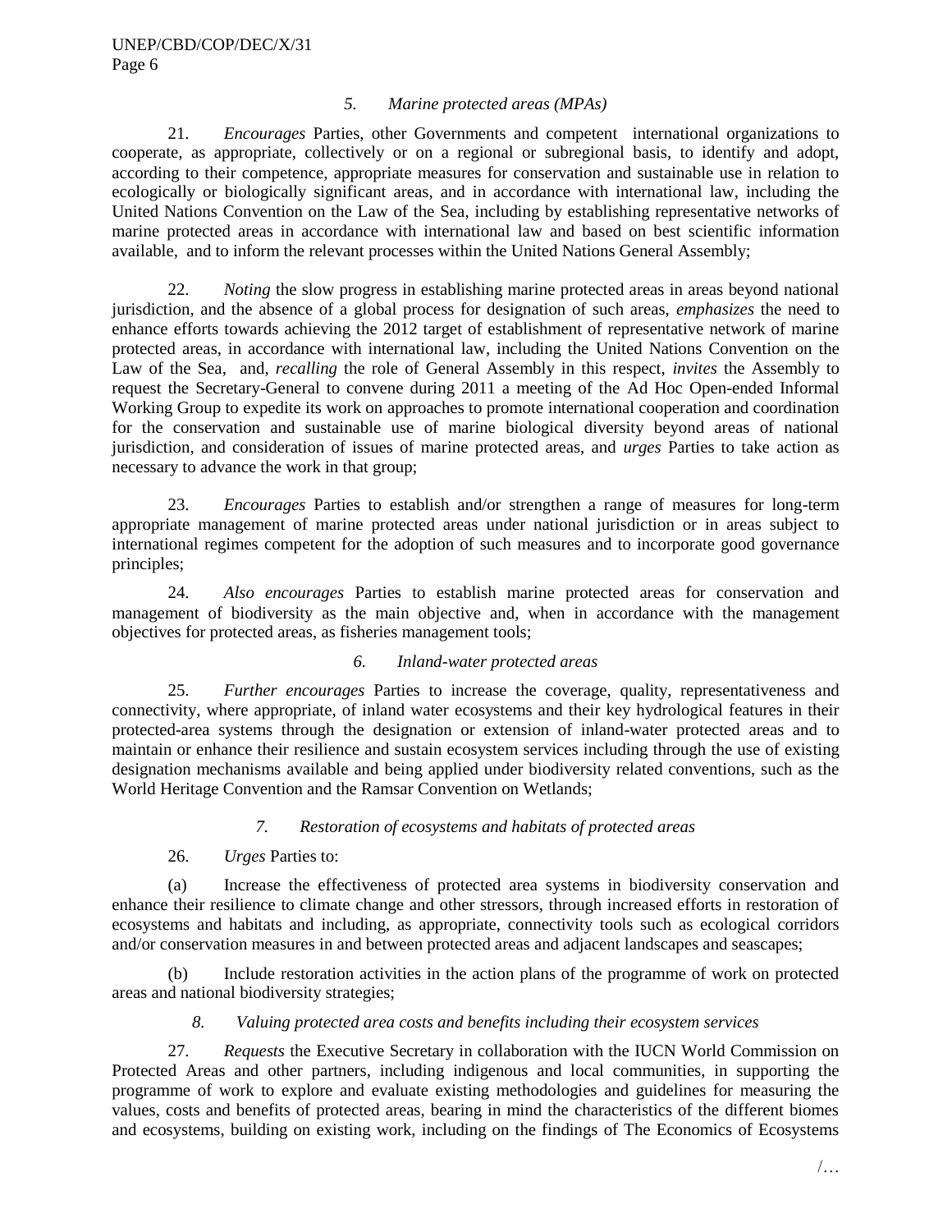### *5. Marine protected areas (MPAs)*

21. *Encourages* Parties, other Governments and competent international organizations to cooperate, as appropriate, collectively or on a regional or subregional basis, to identify and adopt, according to their competence, appropriate measures for conservation and sustainable use in relation to ecologically or biologically significant areas, and in accordance with international law, including the United Nations Convention on the Law of the Sea, including by establishing representative networks of marine protected areas in accordance with international law and based on best scientific information available, and to inform the relevant processes within the United Nations General Assembly;

22. *Noting* the slow progress in establishing marine protected areas in areas beyond national jurisdiction, and the absence of a global process for designation of such areas, *emphasizes* the need to enhance efforts towards achieving the 2012 target of establishment of representative network of marine protected areas, in accordance with international law, including the United Nations Convention on the Law of the Sea, and, *recalling* the role of General Assembly in this respect, *invites* the Assembly to request the Secretary-General to convene during 2011 a meeting of the Ad Hoc Open-ended Informal Working Group to expedite its work on approaches to promote international cooperation and coordination for the conservation and sustainable use of marine biological diversity beyond areas of national jurisdiction, and consideration of issues of marine protected areas, and *urges* Parties to take action as necessary to advance the work in that group;

23. *Encourages* Parties to establish and/or strengthen a range of measures for long-term appropriate management of marine protected areas under national jurisdiction or in areas subject to international regimes competent for the adoption of such measures and to incorporate good governance principles;

24. *Also encourages* Parties to establish marine protected areas for conservation and management of biodiversity as the main objective and, when in accordance with the management objectives for protected areas, as fisheries management tools;

### *6. Inland-water protected areas*

25. *Further encourages* Parties to increase the coverage, quality, representativeness and connectivity, where appropriate, of inland water ecosystems and their key hydrological features in their protected-area systems through the designation or extension of inland-water protected areas and to maintain or enhance their resilience and sustain ecosystem services including through the use of existing designation mechanisms available and being applied under biodiversity related conventions, such as the World Heritage Convention and the Ramsar Convention on Wetlands;

### *7. Restoration of ecosystems and habitats of protected areas*

26. *Urges* Parties to:

(a) Increase the effectiveness of protected area systems in biodiversity conservation and enhance their resilience to climate change and other stressors, through increased efforts in restoration of ecosystems and habitats and including, as appropriate, connectivity tools such as ecological corridors and/or conservation measures in and between protected areas and adjacent landscapes and seascapes;

(b) Include restoration activities in the action plans of the programme of work on protected areas and national biodiversity strategies;

### *8. Valuing protected area costs and benefits including their ecosystem services*

27. *Requests* the Executive Secretary in collaboration with the IUCN World Commission on Protected Areas and other partners, including indigenous and local communities, in supporting the programme of work to explore and evaluate existing methodologies and guidelines for measuring the values, costs and benefits of protected areas, bearing in mind the characteristics of the different biomes and ecosystems, building on existing work, including on the findings of The Economics of Ecosystems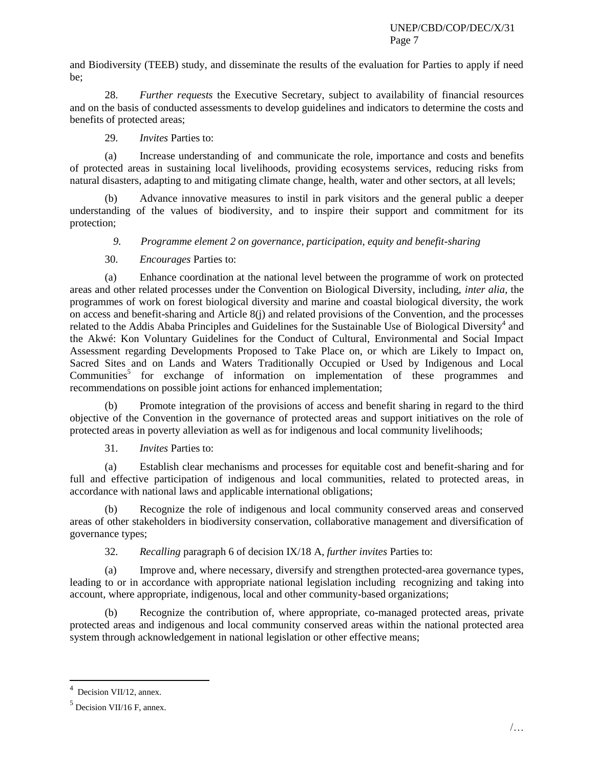and Biodiversity (TEEB) study, and disseminate the results of the evaluation for Parties to apply if need be;

28. *Further requests* the Executive Secretary, subject to availability of financial resources and on the basis of conducted assessments to develop guidelines and indicators to determine the costs and benefits of protected areas;

29. *Invites* Parties to:

(a) Increase understanding of and communicate the role, importance and costs and benefits of protected areas in sustaining local livelihoods, providing ecosystems services, reducing risks from natural disasters, adapting to and mitigating climate change, health, water and other sectors, at all levels;

(b) Advance innovative measures to instil in park visitors and the general public a deeper understanding of the values of biodiversity, and to inspire their support and commitment for its protection;

### *9. Programme element 2 on governance, participation, equity and benefit-sharing*

30. *Encourages* Parties to:

(a) Enhance coordination at the national level between the programme of work on protected areas and other related processes under the Convention on Biological Diversity, including, *inter alia*, the programmes of work on forest biological diversity and marine and coastal biological diversity, the work on access and benefit-sharing and Article 8(j) and related provisions of the Convention, and the processes related to the Addis Ababa Principles and Guidelines for the Sustainable Use of Biological Diversity[4] and the Akwé: Kon Voluntary Guidelines for the Conduct of Cultural, Environmental and Social Impact Assessment regarding Developments Proposed to Take Place on, or which are Likely to Impact on, Sacred Sites and on Lands and Waters Traditionally Occupied or Used by Indigenous and Local Communities[5] for exchange of information on implementation of these programmes and recommendations on possible joint actions for enhanced implementation;

(b) Promote integration of the provisions of access and benefit sharing in regard to the third objective of the Convention in the governance of protected areas and support initiatives on the role of protected areas in poverty alleviation as well as for indigenous and local community livelihoods;

31. *Invites* Parties to:

(a) Establish clear mechanisms and processes for equitable cost and benefit-sharing and for full and effective participation of indigenous and local communities, related to protected areas, in accordance with national laws and applicable international obligations;

(b) Recognize the role of indigenous and local community conserved areas and conserved areas of other stakeholders in biodiversity conservation, collaborative management and diversification of governance types;

32. *Recalling* paragraph 6 of decision IX/18 A, *further invites* Parties to:

(a) Improve and, where necessary, diversify and strengthen protected-area governance types, leading to or in accordance with appropriate national legislation including recognizing and taking into account, where appropriate, indigenous, local and other community-based organizations;

(b) Recognize the contribution of, where appropriate, co-managed protected areas, private protected areas and indigenous and local community conserved areas within the national protected area system through acknowledgement in national legislation or other effective means;

---

[4] Decision VII/12, annex.

[5] Decision VII/16 F, annex.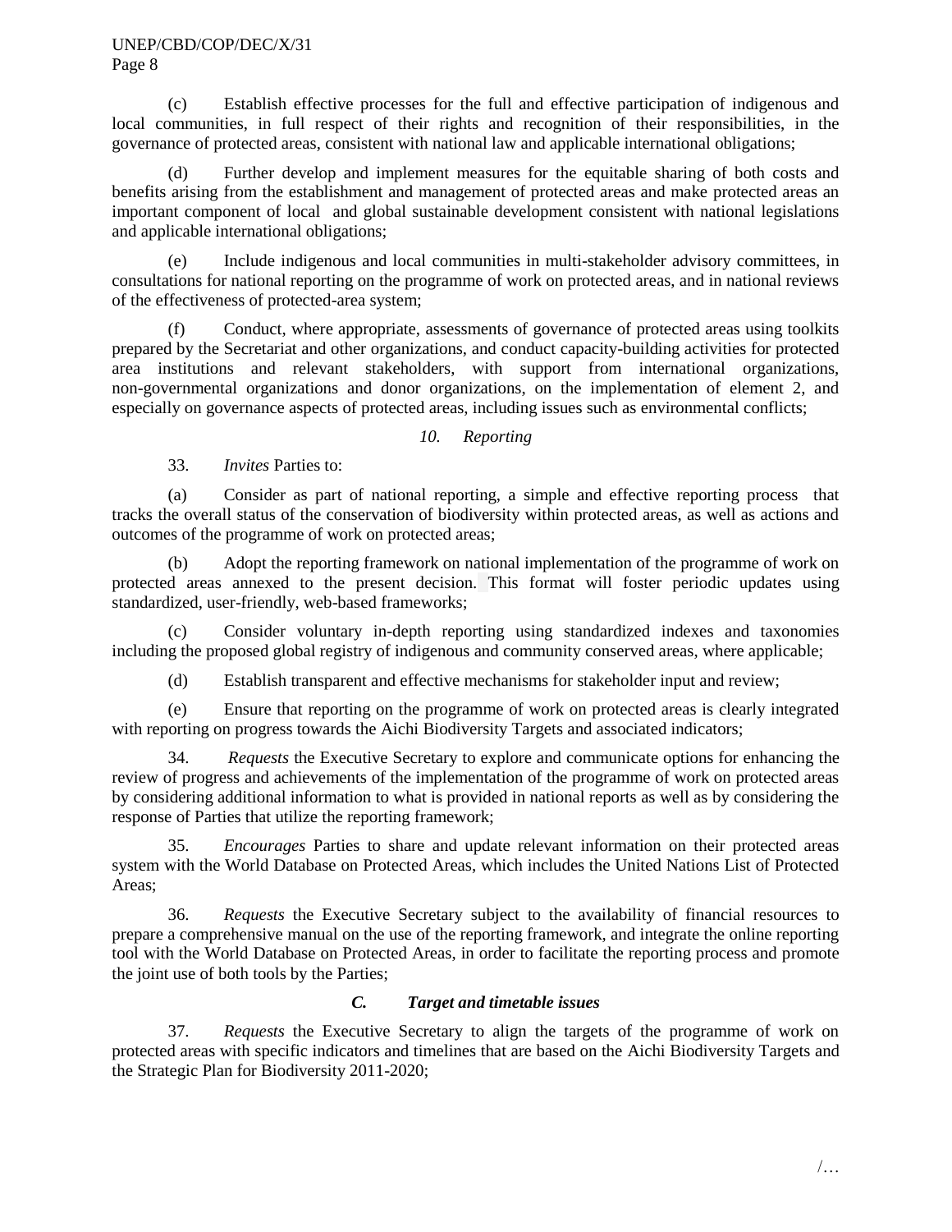(c) Establish effective processes for the full and effective participation of indigenous and local communities, in full respect of their rights and recognition of their responsibilities, in the governance of protected areas, consistent with national law and applicable international obligations;

(d) Further develop and implement measures for the equitable sharing of both costs and benefits arising from the establishment and management of protected areas and make protected areas an important component of local and global sustainable development consistent with national legislations and applicable international obligations;

(e) Include indigenous and local communities in multi-stakeholder advisory committees, in consultations for national reporting on the programme of work on protected areas, and in national reviews of the effectiveness of protected-area system;

(f) Conduct, where appropriate, assessments of governance of protected areas using toolkits prepared by the Secretariat and other organizations, and conduct capacity-building activities for protected area institutions and relevant stakeholders, with support from international organizations, non-governmental organizations and donor organizations, on the implementation of element 2, and especially on governance aspects of protected areas, including issues such as environmental conflicts;

### *10. Reporting*

33. *Invites* Parties to:

(a) Consider as part of national reporting, a simple and effective reporting process that tracks the overall status of the conservation of biodiversity within protected areas, as well as actions and outcomes of the programme of work on protected areas;

(b) Adopt the reporting framework on national implementation of the programme of work on protected areas annexed to the present decision. This format will foster periodic updates using standardized, user-friendly, web-based frameworks;

(c) Consider voluntary in-depth reporting using standardized indexes and taxonomies including the proposed global registry of indigenous and community conserved areas, where applicable;

(d) Establish transparent and effective mechanisms for stakeholder input and review;

(e) Ensure that reporting on the programme of work on protected areas is clearly integrated with reporting on progress towards the Aichi Biodiversity Targets and associated indicators;

34. *Requests* the Executive Secretary to explore and communicate options for enhancing the review of progress and achievements of the implementation of the programme of work on protected areas by considering additional information to what is provided in national reports as well as by considering the response of Parties that utilize the reporting framework;

35. *Encourages* Parties to share and update relevant information on their protected areas system with the World Database on Protected Areas, which includes the United Nations List of Protected Areas;

36. *Requests* the Executive Secretary subject to the availability of financial resources to prepare a comprehensive manual on the use of the reporting framework, and integrate the online reporting tool with the World Database on Protected Areas, in order to facilitate the reporting process and promote the joint use of both tools by the Parties;

## ***C. Target and timetable issues***

37. *Requests* the Executive Secretary to align the targets of the programme of work on protected areas with specific indicators and timelines that are based on the Aichi Biodiversity Targets and the Strategic Plan for Biodiversity 2011-2020;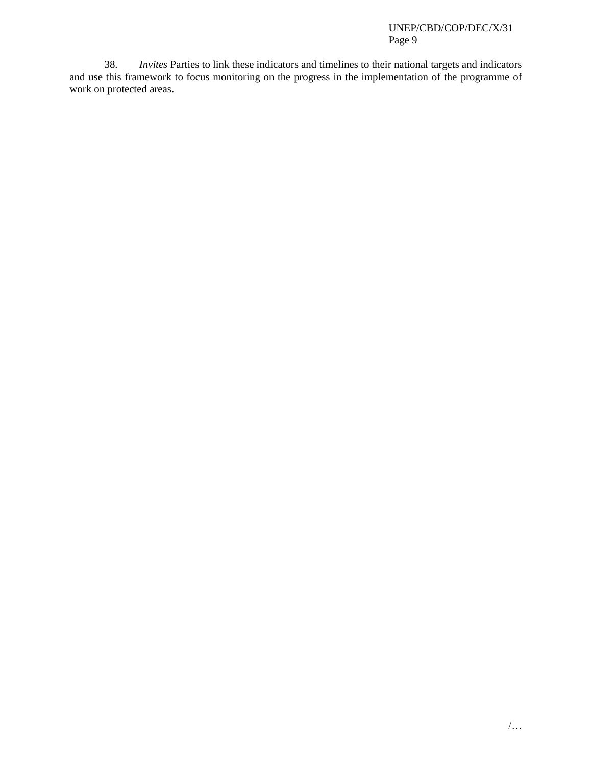38. *Invites* Parties to link these indicators and timelines to their national targets and indicators and use this framework to focus monitoring on the progress in the implementation of the programme of work on protected areas.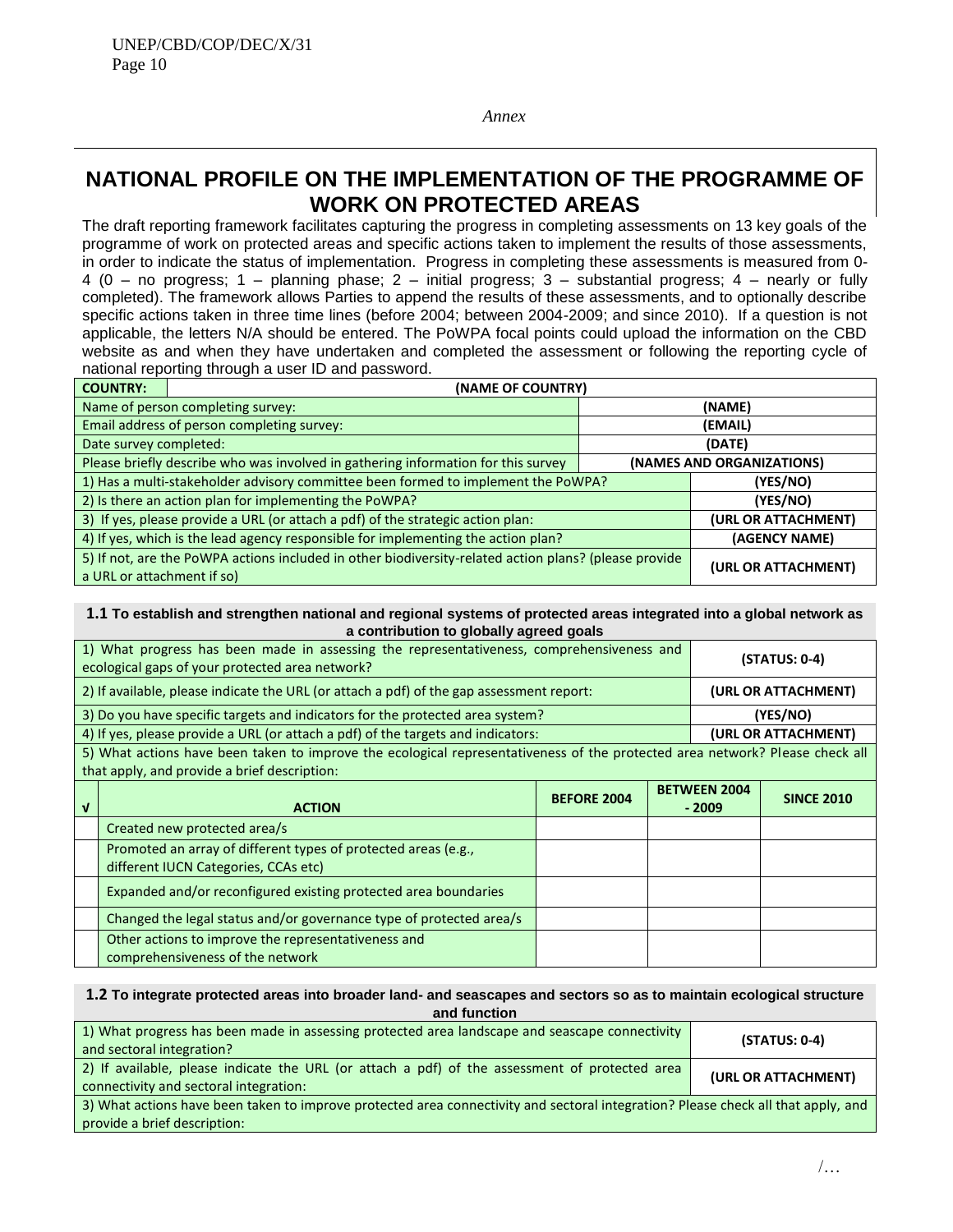*Annex*

# NATIONAL PROFILE ON THE IMPLEMENTATION OF THE PROGRAMME OF WORK ON PROTECTED AREAS

The draft reporting framework facilitates capturing the progress in completing assessments on 13 key goals of the programme of work on protected areas and specific actions taken to implement the results of those assessments, in order to indicate the status of implementation. Progress in completing these assessments is measured from 0-4 (0 – no progress; 1 – planning phase; 2 – initial progress; 3 – substantial progress; 4 – nearly or fully completed). The framework allows Parties to append the results of these assessments, and to optionally describe specific actions taken in three time lines (before 2004; between 2004-2009; and since 2010). If a question is not applicable, the letters N/A should be entered. The PoWPA focal points could upload the information on the CBD website as and when they have undertaken and completed the assessment or following the reporting cycle of national reporting through a user ID and password.

| **COUNTRY:** | **(NAME OF COUNTRY)** |
|---|---|
| Name of person completing survey: | **(NAME)** |
| Email address of person completing survey: | **(EMAIL)** |
| Date survey completed: | **(DATE)** |
| Please briefly describe who was involved in gathering information for this survey | **(NAMES AND ORGANIZATIONS)** |
| 1) Has a multi-stakeholder advisory committee been formed to implement the PoWPA? | **(YES/NO)** |
| 2) Is there an action plan for implementing the PoWPA? | **(YES/NO)** |
| 3) If yes, please provide a URL (or attach a pdf) of the strategic action plan: | **(URL OR ATTACHMENT)** |
| 4) If yes, which is the lead agency responsible for implementing the action plan? | **(AGENCY NAME)** |
| 5) If not, are the PoWPA actions included in other biodiversity-related action plans? (please provide a URL or attachment if so) | **(URL OR ATTACHMENT)** |

### 1.1 To establish and strengthen national and regional systems of protected areas integrated into a global network as a contribution to globally agreed goals

| | |
|---|---|
| 1) What progress has been made in assessing the representativeness, comprehensiveness and ecological gaps of your protected area network? | **(STATUS: 0-4)** |
| 2) If available, please indicate the URL (or attach a pdf) of the gap assessment report: | **(URL OR ATTACHMENT)** |
| 3) Do you have specific targets and indicators for the protected area system? | **(YES/NO)** |
| 4) If yes, please provide a URL (or attach a pdf) of the targets and indicators: | **(URL OR ATTACHMENT)** |

5) What actions have been taken to improve the ecological representativeness of the protected area network? Please check all that apply, and provide a brief description:

| √ | ACTION | BEFORE 2004 | BETWEEN 2004 - 2009 | SINCE 2010 |
|---|---|---|---|---|
| | Created new protected area/s | | | |
| | Promoted an array of different types of protected areas (e.g., different IUCN Categories, CCAs etc) | | | |
| | Expanded and/or reconfigured existing protected area boundaries | | | |
| | Changed the legal status and/or governance type of protected area/s | | | |
| | Other actions to improve the representativeness and comprehensiveness of the network | | | |

### 1.2 To integrate protected areas into broader land- and seascapes and sectors so as to maintain ecological structure and function

| | |
|---|---|
| 1) What progress has been made in assessing protected area landscape and seascape connectivity and sectoral integration? | **(STATUS: 0-4)** |
| 2) If available, please indicate the URL (or attach a pdf) of the assessment of protected area connectivity and sectoral integration: | **(URL OR ATTACHMENT)** |

3) What actions have been taken to improve protected area connectivity and sectoral integration? Please check all that apply, and provide a brief description: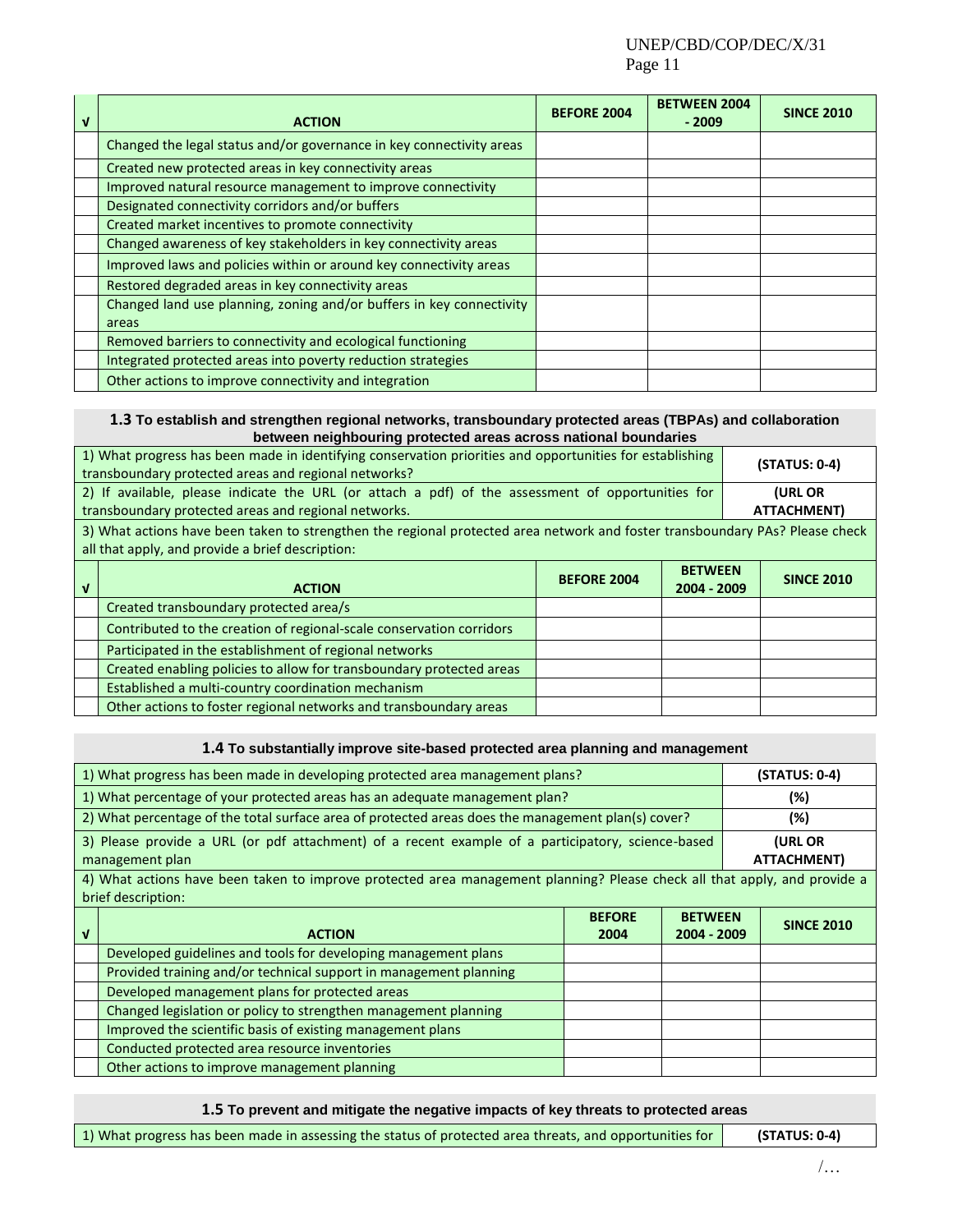| √ | ACTION | BEFORE 2004 | BETWEEN 2004 - 2009 | SINCE 2010 |
|---|---|---|---|---|
| | Changed the legal status and/or governance in key connectivity areas | | | |
| | Created new protected areas in key connectivity areas | | | |
| | Improved natural resource management to improve connectivity | | | |
| | Designated connectivity corridors and/or buffers | | | |
| | Created market incentives to promote connectivity | | | |
| | Changed awareness of key stakeholders in key connectivity areas | | | |
| | Improved laws and policies within or around key connectivity areas | | | |
| | Restored degraded areas in key connectivity areas | | | |
| | Changed land use planning, zoning and/or buffers in key connectivity areas | | | |
| | Removed barriers to connectivity and ecological functioning | | | |
| | Integrated protected areas into poverty reduction strategies | | | |
| | Other actions to improve connectivity and integration | | | |

### 1.3 To establish and strengthen regional networks, transboundary protected areas (TBPAs) and collaboration between neighbouring protected areas across national boundaries

| | |
|---|---|
| 1) What progress has been made in identifying conservation priorities and opportunities for establishing transboundary protected areas and regional networks? | (STATUS: 0-4) |
| 2) If available, please indicate the URL (or attach a pdf) of the assessment of opportunities for transboundary protected areas and regional networks. | (URL OR ATTACHMENT) |

3) What actions have been taken to strengthen the regional protected area network and foster transboundary PAs? Please check all that apply, and provide a brief description:

| √ | ACTION | BEFORE 2004 | BETWEEN 2004 - 2009 | SINCE 2010 |
|---|---|---|---|---|
| | Created transboundary protected area/s | | | |
| | Contributed to the creation of regional-scale conservation corridors | | | |
| | Participated in the establishment of regional networks | | | |
| | Created enabling policies to allow for transboundary protected areas | | | |
| | Established a multi-country coordination mechanism | | | |
| | Other actions to foster regional networks and transboundary areas | | | |

### 1.4 To substantially improve site-based protected area planning and management

| | |
|---|---|
| 1) What progress has been made in developing protected area management plans? | (STATUS: 0-4) |
| 1) What percentage of your protected areas has an adequate management plan? | (%) |
| 2) What percentage of the total surface area of protected areas does the management plan(s) cover? | (%) |
| 3) Please provide a URL (or pdf attachment) of a recent example of a participatory, science-based management plan | (URL OR ATTACHMENT) |

4) What actions have been taken to improve protected area management planning? Please check all that apply, and provide a brief description:

| √ | ACTION | BEFORE 2004 | BETWEEN 2004 - 2009 | SINCE 2010 |
|---|---|---|---|---|
| | Developed guidelines and tools for developing management plans | | | |
| | Provided training and/or technical support in management planning | | | |
| | Developed management plans for protected areas | | | |
| | Changed legislation or policy to strengthen management planning | | | |
| | Improved the scientific basis of existing management plans | | | |
| | Conducted protected area resource inventories | | | |
| | Other actions to improve management planning | | | |

### 1.5 To prevent and mitigate the negative impacts of key threats to protected areas

| | |
|---|---|
| 1) What progress has been made in assessing the status of protected area threats, and opportunities for | (STATUS: 0-4) |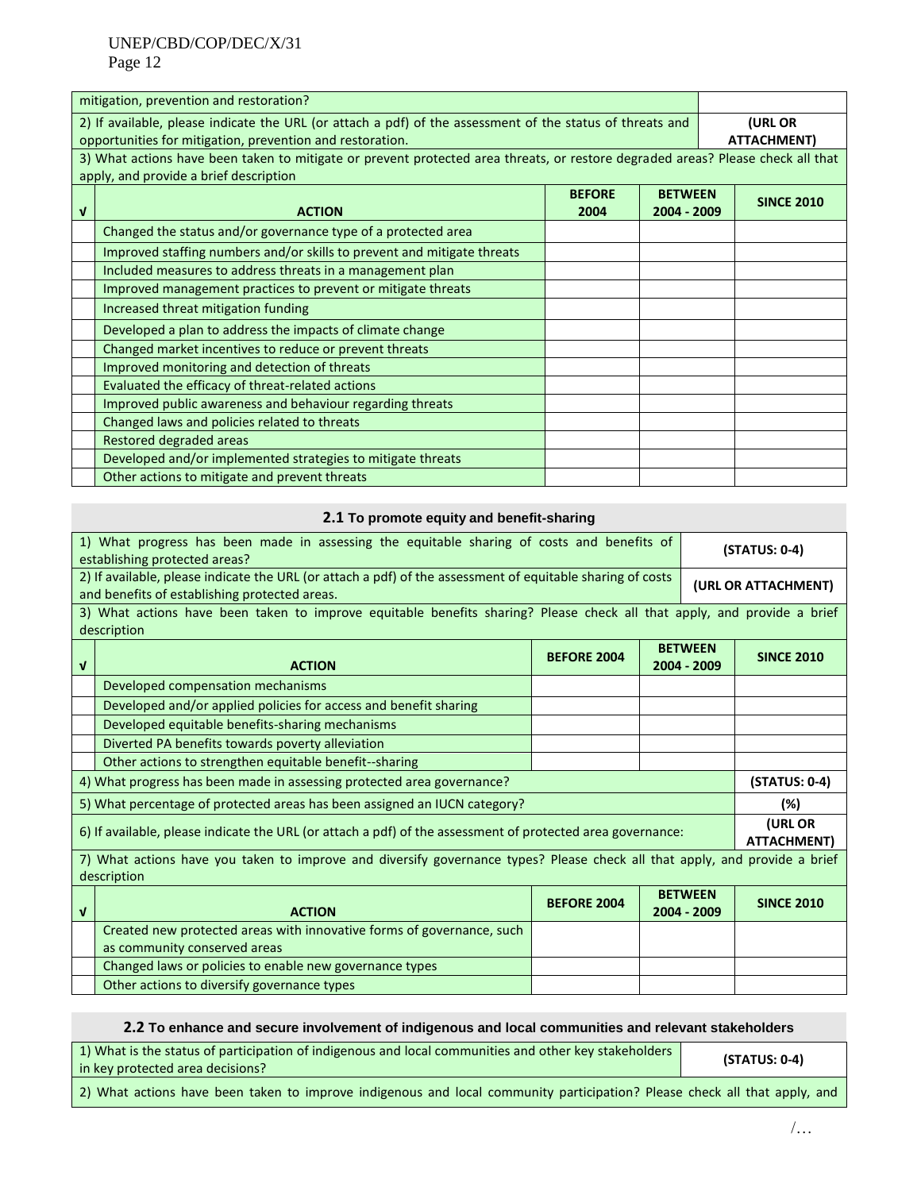| | | | | |
|---|---|---|---|---|
| mitigation, prevention and restoration? | | | | |
| 2) If available, please indicate the URL (or attach a pdf) of the assessment of the status of threats and opportunities for mitigation, prevention and restoration. | | | | **(URL OR ATTACHMENT)** |
| 3) What actions have been taken to mitigate or prevent protected area threats, or restore degraded areas? Please check all that apply, and provide a brief description | | | | |
| **√** | **ACTION** | **BEFORE 2004** | **BETWEEN 2004 - 2009** | **SINCE 2010** |
| | Changed the status and/or governance type of a protected area | | | |
| | Improved staffing numbers and/or skills to prevent and mitigate threats | | | |
| | Included measures to address threats in a management plan | | | |
| | Improved management practices to prevent or mitigate threats | | | |
| | Increased threat mitigation funding | | | |
| | Developed a plan to address the impacts of climate change | | | |
| | Changed market incentives to reduce or prevent threats | | | |
| | Improved monitoring and detection of threats | | | |
| | Evaluated the efficacy of threat-related actions | | | |
| | Improved public awareness and behaviour regarding threats | | | |
| | Changed laws and policies related to threats | | | |
| | Restored degraded areas | | | |
| | Developed and/or implemented strategies to mitigate threats | | | |
| | Other actions to mitigate and prevent threats | | | |

### 2.1 To promote equity and benefit-sharing

| | | | | |
|---|---|---|---|---|
| 1) What progress has been made in assessing the equitable sharing of costs and benefits of establishing protected areas? | | | | **(STATUS: 0-4)** |
| 2) If available, please indicate the URL (or attach a pdf) of the assessment of equitable sharing of costs and benefits of establishing protected areas. | | | | **(URL OR ATTACHMENT)** |
| 3) What actions have been taken to improve equitable benefits sharing? Please check all that apply, and provide a brief description | | | | |
| **√** | **ACTION** | **BEFORE 2004** | **BETWEEN 2004 - 2009** | **SINCE 2010** |
| | Developed compensation mechanisms | | | |
| | Developed and/or applied policies for access and benefit sharing | | | |
| | Developed equitable benefits-sharing mechanisms | | | |
| | Diverted PA benefits towards poverty alleviation | | | |
| | Other actions to strengthen equitable benefit--sharing | | | |
| 4) What progress has been made in assessing protected area governance? | | | | **(STATUS: 0-4)** |
| 5) What percentage of protected areas has been assigned an IUCN category? | | | | **(%)** |
| 6) If available, please indicate the URL (or attach a pdf) of the assessment of protected area governance: | | | | **(URL OR ATTACHMENT)** |
| 7) What actions have you taken to improve and diversify governance types? Please check all that apply, and provide a brief description | | | | |
| **√** | **ACTION** | **BEFORE 2004** | **BETWEEN 2004 - 2009** | **SINCE 2010** |
| | Created new protected areas with innovative forms of governance, such as community conserved areas | | | |
| | Changed laws or policies to enable new governance types | | | |
| | Other actions to diversify governance types | | | |

### 2.2 To enhance and secure involvement of indigenous and local communities and relevant stakeholders

| | |
|---|---|
| 1) What is the status of participation of indigenous and local communities and other key stakeholders in key protected area decisions? | **(STATUS: 0-4)** |
| 2) What actions have been taken to improve indigenous and local community participation? Please check all that apply, and | |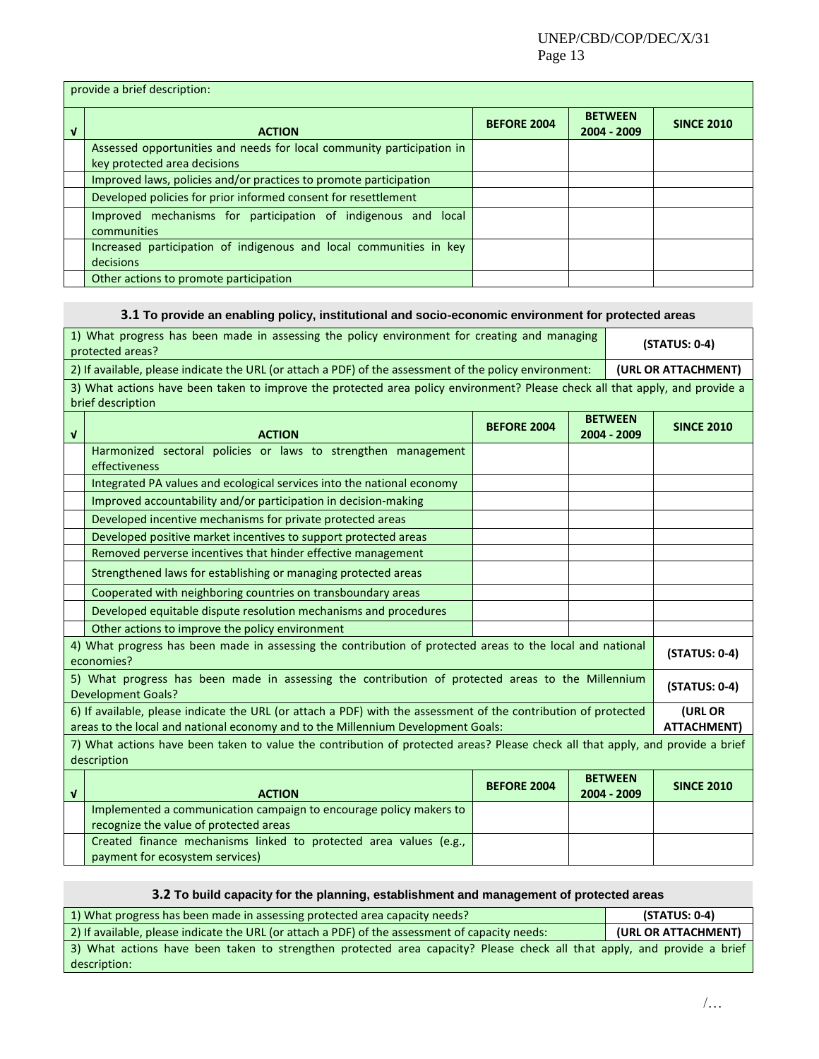provide a brief description:

| √ | ACTION | BEFORE 2004 | BETWEEN 2004 - 2009 | SINCE 2010 |
|---|---|---|---|---|
| | Assessed opportunities and needs for local community participation in key protected area decisions | | | |
| | Improved laws, policies and/or practices to promote participation | | | |
| | Developed policies for prior informed consent for resettlement | | | |
| | Improved mechanisms for participation of indigenous and local communities | | | |
| | Increased participation of indigenous and local communities in key decisions | | | |
| | Other actions to promote participation | | | |

### 3.1 To provide an enabling policy, institutional and socio-economic environment for protected areas

| | |
|---|---|
| 1) What progress has been made in assessing the policy environment for creating and managing protected areas? | **(STATUS: 0-4)** |
| 2) If available, please indicate the URL (or attach a PDF) of the assessment of the policy environment: | **(URL OR ATTACHMENT)** |

3) What actions have been taken to improve the protected area policy environment? Please check all that apply, and provide a brief description

| √ | ACTION | BEFORE 2004 | BETWEEN 2004 - 2009 | SINCE 2010 |
|---|---|---|---|---|
| | Harmonized sectoral policies or laws to strengthen management effectiveness | | | |
| | Integrated PA values and ecological services into the national economy | | | |
| | Improved accountability and/or participation in decision-making | | | |
| | Developed incentive mechanisms for private protected areas | | | |
| | Developed positive market incentives to support protected areas | | | |
| | Removed perverse incentives that hinder effective management | | | |
| | Strengthened laws for establishing or managing protected areas | | | |
| | Cooperated with neighboring countries on transboundary areas | | | |
| | Developed equitable dispute resolution mechanisms and procedures | | | |
| | Other actions to improve the policy environment | | | |

| | |
|---|---|
| 4) What progress has been made in assessing the contribution of protected areas to the local and national economies? | **(STATUS: 0-4)** |
| 5) What progress has been made in assessing the contribution of protected areas to the Millennium Development Goals? | **(STATUS: 0-4)** |
| 6) If available, please indicate the URL (or attach a PDF) with the assessment of the contribution of protected areas to the local and national economy and to the Millennium Development Goals: | **(URL OR ATTACHMENT)** |

7) What actions have been taken to value the contribution of protected areas? Please check all that apply, and provide a brief description

| √ | ACTION | BEFORE 2004 | BETWEEN 2004 - 2009 | SINCE 2010 |
|---|---|---|---|---|
| | Implemented a communication campaign to encourage policy makers to recognize the value of protected areas | | | |
| | Created finance mechanisms linked to protected area values (e.g., payment for ecosystem services) | | | |

### 3.2 To build capacity for the planning, establishment and management of protected areas

| | |
|---|---|
| 1) What progress has been made in assessing protected area capacity needs? | **(STATUS: 0-4)** |
| 2) If available, please indicate the URL (or attach a PDF) of the assessment of capacity needs: | **(URL OR ATTACHMENT)** |

3) What actions have been taken to strengthen protected area capacity? Please check all that apply, and provide a brief description: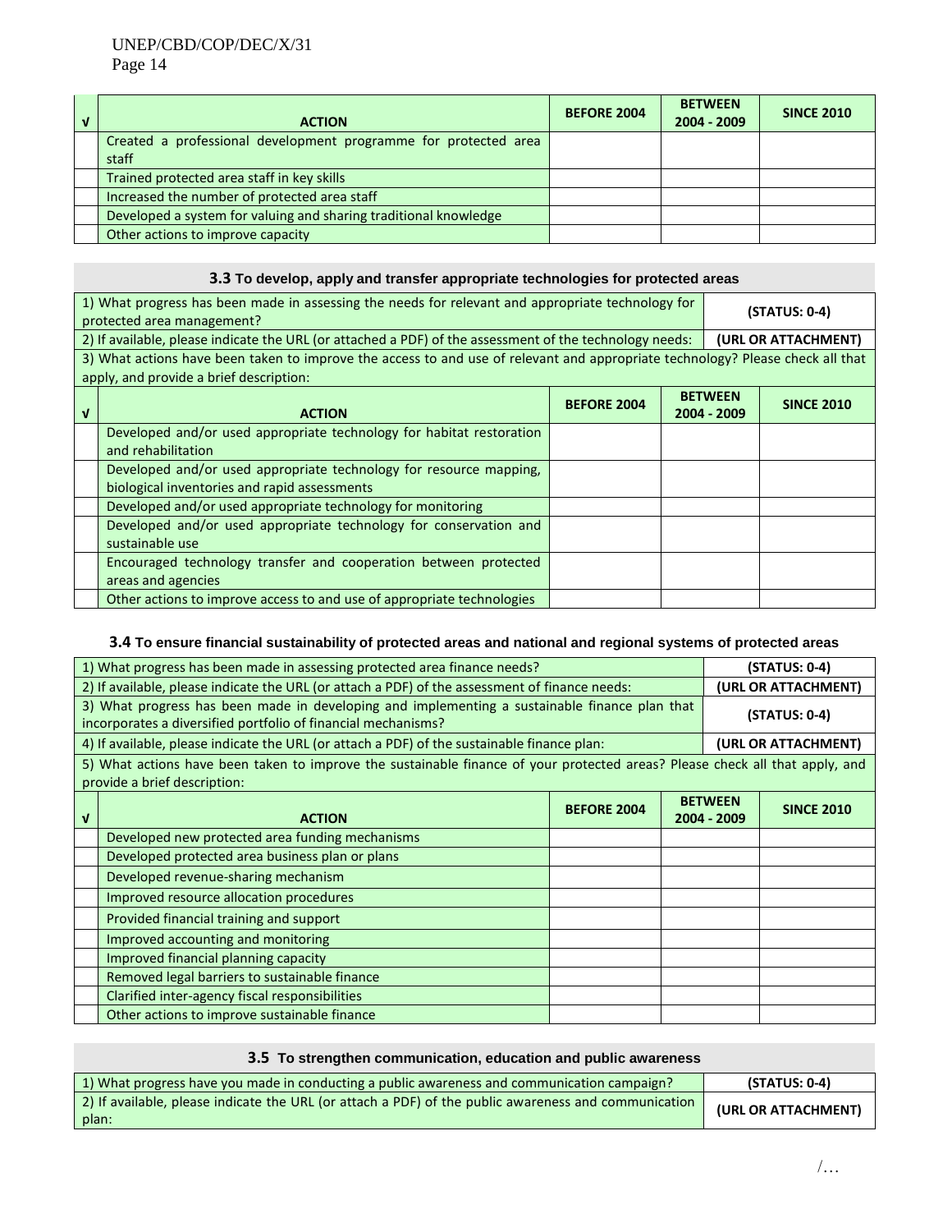| √ | ACTION | BEFORE 2004 | BETWEEN 2004 - 2009 | SINCE 2010 |
|---|---|---|---|---|
| | Created a professional development programme for protected area staff | | | |
| | Trained protected area staff in key skills | | | |
| | Increased the number of protected area staff | | | |
| | Developed a system for valuing and sharing traditional knowledge | | | |
| | Other actions to improve capacity | | | |

### 3.3 To develop, apply and transfer appropriate technologies for protected areas

| | |
|---|---|
| 1) What progress has been made in assessing the needs for relevant and appropriate technology for protected area management? | (STATUS: 0-4) |
| 2) If available, please indicate the URL (or attached a PDF) of the assessment of the technology needs: | (URL OR ATTACHMENT) |
| 3) What actions have been taken to improve the access to and use of relevant and appropriate technology? Please check all that apply, and provide a brief description: | |

| √ | ACTION | BEFORE 2004 | BETWEEN 2004 - 2009 | SINCE 2010 |
|---|---|---|---|---|
| | Developed and/or used appropriate technology for habitat restoration and rehabilitation | | | |
| | Developed and/or used appropriate technology for resource mapping, biological inventories and rapid assessments | | | |
| | Developed and/or used appropriate technology for monitoring | | | |
| | Developed and/or used appropriate technology for conservation and sustainable use | | | |
| | Encouraged technology transfer and cooperation between protected areas and agencies | | | |
| | Other actions to improve access to and use of appropriate technologies | | | |

### 3.4 To ensure financial sustainability of protected areas and national and regional systems of protected areas

| | |
|---|---|
| 1) What progress has been made in assessing protected area finance needs? | (STATUS: 0-4) |
| 2) If available, please indicate the URL (or attach a PDF) of the assessment of finance needs: | (URL OR ATTACHMENT) |
| 3) What progress has been made in developing and implementing a sustainable finance plan that incorporates a diversified portfolio of financial mechanisms? | (STATUS: 0-4) |
| 4) If available, please indicate the URL (or attach a PDF) of the sustainable finance plan: | (URL OR ATTACHMENT) |
| 5) What actions have been taken to improve the sustainable finance of your protected areas? Please check all that apply, and provide a brief description: | |

| √ | ACTION | BEFORE 2004 | BETWEEN 2004 - 2009 | SINCE 2010 |
|---|---|---|---|---|
| | Developed new protected area funding mechanisms | | | |
| | Developed protected area business plan or plans | | | |
| | Developed revenue-sharing mechanism | | | |
| | Improved resource allocation procedures | | | |
| | Provided financial training and support | | | |
| | Improved accounting and monitoring | | | |
| | Improved financial planning capacity | | | |
| | Removed legal barriers to sustainable finance | | | |
| | Clarified inter-agency fiscal responsibilities | | | |
| | Other actions to improve sustainable finance | | | |

### 3.5 To strengthen communication, education and public awareness

| | |
|---|---|
| 1) What progress have you made in conducting a public awareness and communication campaign? | (STATUS: 0-4) |
| 2) If available, please indicate the URL (or attach a PDF) of the public awareness and communication plan: | (URL OR ATTACHMENT) |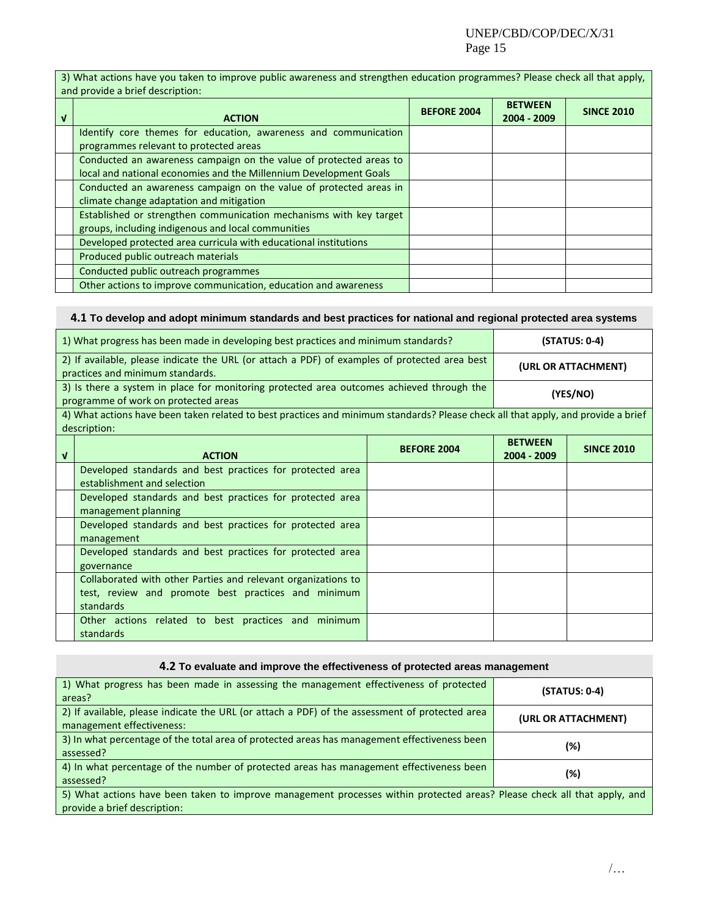| 3) What actions have you taken to improve public awareness and strengthen education programmes? Please check all that apply, and provide a brief description: | | | | |
|---|---|---|---|---|
| **√** | **ACTION** | **BEFORE 2004** | **BETWEEN 2004 - 2009** | **SINCE 2010** |
| | Identify core themes for education, awareness and communication programmes relevant to protected areas | | | |
| | Conducted an awareness campaign on the value of protected areas to local and national economies and the Millennium Development Goals | | | |
| | Conducted an awareness campaign on the value of protected areas in climate change adaptation and mitigation | | | |
| | Established or strengthen communication mechanisms with key target groups, including indigenous and local communities | | | |
| | Developed protected area curricula with educational institutions | | | |
| | Produced public outreach materials | | | |
| | Conducted public outreach programmes | | | |
| | Other actions to improve communication, education and awareness | | | |

### 4.1 To develop and adopt minimum standards and best practices for national and regional protected area systems

| Question | Response |
|---|---|
| 1) What progress has been made in developing best practices and minimum standards? | **(STATUS: 0-4)** |
| 2) If available, please indicate the URL (or attach a PDF) of examples of protected area best practices and minimum standards. | **(URL OR ATTACHMENT)** |
| 3) Is there a system in place for monitoring protected area outcomes achieved through the programme of work on protected areas | **(YES/NO)** |

| 4) What actions have been taken related to best practices and minimum standards? Please check all that apply, and provide a brief description: | | | | |
|---|---|---|---|---|
| **√** | **ACTION** | **BEFORE 2004** | **BETWEEN 2004 - 2009** | **SINCE 2010** |
| | Developed standards and best practices for protected area establishment and selection | | | |
| | Developed standards and best practices for protected area management planning | | | |
| | Developed standards and best practices for protected area management | | | |
| | Developed standards and best practices for protected area governance | | | |
| | Collaborated with other Parties and relevant organizations to test, review and promote best practices and minimum standards | | | |
| | Other actions related to best practices and minimum standards | | | |

### 4.2 To evaluate and improve the effectiveness of protected areas management

| Question | Response |
|---|---|
| 1) What progress has been made in assessing the management effectiveness of protected areas? | **(STATUS: 0-4)** |
| 2) If available, please indicate the URL (or attach a PDF) of the assessment of protected area management effectiveness: | **(URL OR ATTACHMENT)** |
| 3) In what percentage of the total area of protected areas has management effectiveness been assessed? | **(%)** |
| 4) In what percentage of the number of protected areas has management effectiveness been assessed? | **(%)** |

5) What actions have been taken to improve management processes within protected areas? Please check all that apply, and provide a brief description: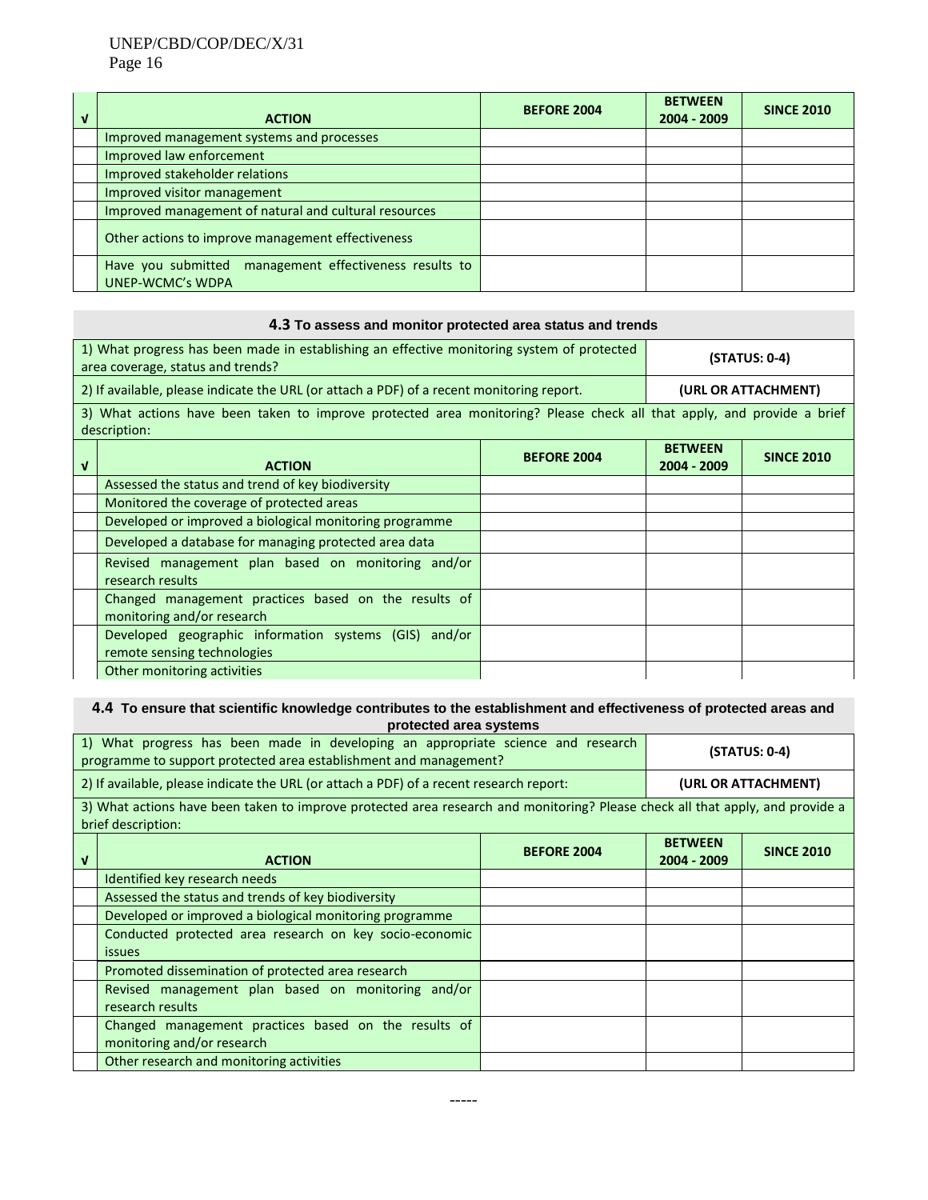| √ | ACTION | BEFORE 2004 | BETWEEN 2004 - 2009 | SINCE 2010 |
|---|---|---|---|---|
| | Improved management systems and processes | | | |
| | Improved law enforcement | | | |
| | Improved stakeholder relations | | | |
| | Improved visitor management | | | |
| | Improved management of natural and cultural resources | | | |
| | Other actions to improve management effectiveness | | | |
| | Have you submitted management effectiveness results to UNEP-WCMC's WDPA | | | |

### 4.3 To assess and monitor protected area status and trends

| | |
|---|---|
| 1) What progress has been made in establishing an effective monitoring system of protected area coverage, status and trends? | **(STATUS: 0-4)** |
| 2) If available, please indicate the URL (or attach a PDF) of a recent monitoring report. | **(URL OR ATTACHMENT)** |

3) What actions have been taken to improve protected area monitoring? Please check all that apply, and provide a brief description:

| √ | ACTION | BEFORE 2004 | BETWEEN 2004 - 2009 | SINCE 2010 |
|---|---|---|---|---|
| | Assessed the status and trend of key biodiversity | | | |
| | Monitored the coverage of protected areas | | | |
| | Developed or improved a biological monitoring programme | | | |
| | Developed a database for managing protected area data | | | |
| | Revised management plan based on monitoring and/or research results | | | |
| | Changed management practices based on the results of monitoring and/or research | | | |
| | Developed geographic information systems (GIS) and/or remote sensing technologies | | | |
| | Other monitoring activities | | | |

### 4.4 To ensure that scientific knowledge contributes to the establishment and effectiveness of protected areas and protected area systems

| | |
|---|---|
| 1) What progress has been made in developing an appropriate science and research programme to support protected area establishment and management? | **(STATUS: 0-4)** |
| 2) If available, please indicate the URL (or attach a PDF) of a recent research report: | **(URL OR ATTACHMENT)** |

3) What actions have been taken to improve protected area research and monitoring? Please check all that apply, and provide a brief description:

| √ | ACTION | BEFORE 2004 | BETWEEN 2004 - 2009 | SINCE 2010 |
|---|---|---|---|---|
| | Identified key research needs | | | |
| | Assessed the status and trends of key biodiversity | | | |
| | Developed or improved a biological monitoring programme | | | |
| | Conducted protected area research on key socio-economic issues | | | |
| | Promoted dissemination of protected area research | | | |
| | Revised management plan based on monitoring and/or research results | | | |
| | Changed management practices based on the results of monitoring and/or research | | | |
| | Other research and monitoring activities | | | |

-----